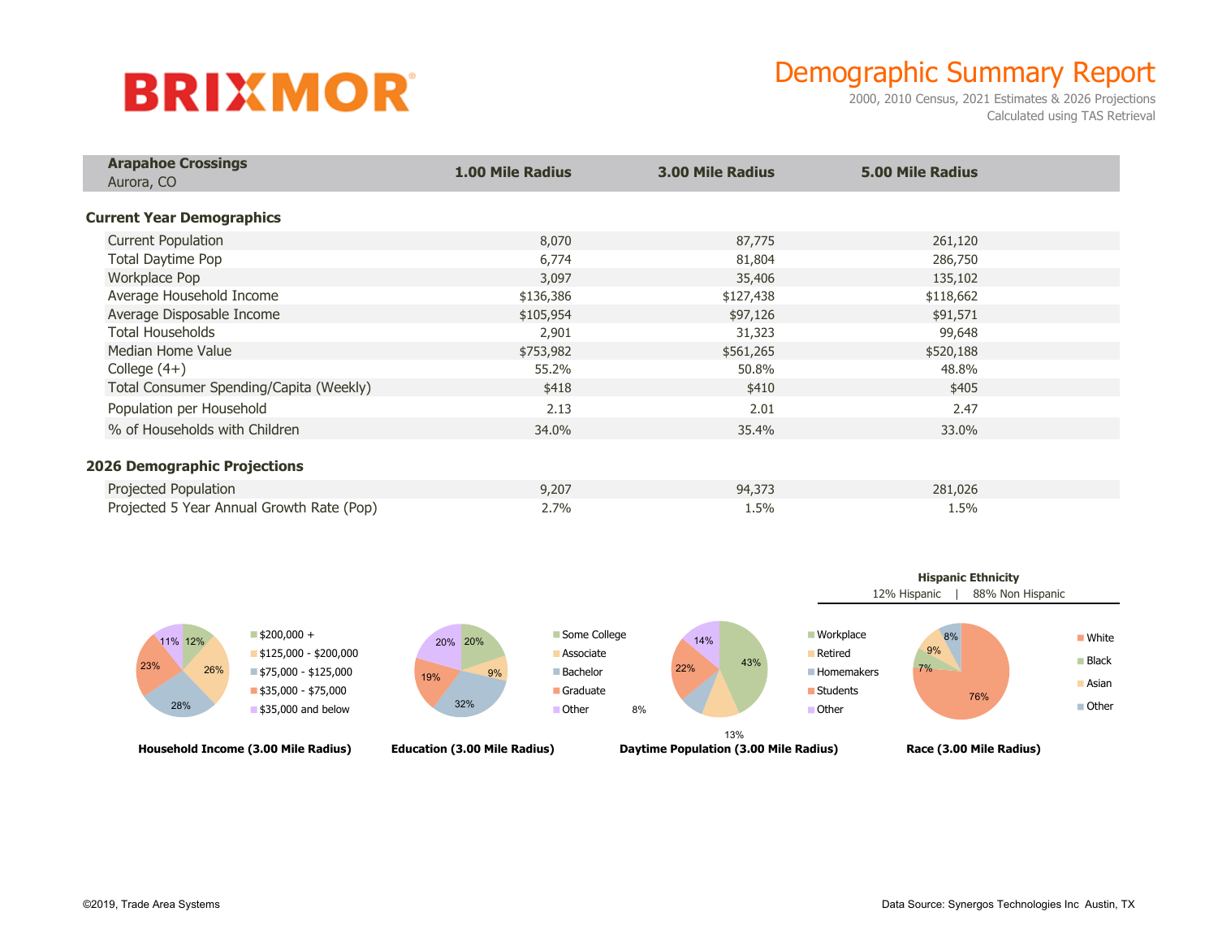# BRIXMOR

## Demographic Summary Report

2000, 2010 Census, 2021 Estimates & 2026 Projections
Calculated using TAS Retrieval

| **Arapahoe Crossings** Aurora, CO | **1.00 Mile Radius** | **3.00 Mile Radius** | **5.00 Mile Radius** |
|---|---|---|---|
| **Current Year Demographics** | | | |
| Current Population | 8,070 | 87,775 | 261,120 |
| Total Daytime Pop | 6,774 | 81,804 | 286,750 |
| Workplace Pop | 3,097 | 35,406 | 135,102 |
| Average Household Income | $136,386 | $127,438 | $118,662 |
| Average Disposable Income | $105,954 | $97,126 | $91,571 |
| Total Households | 2,901 | 31,323 | 99,648 |
| Median Home Value | $753,982 | $561,265 | $520,188 |
| College (4+) | 55.2% | 50.8% | 48.8% |
| Total Consumer Spending/Capita (Weekly) | $418 | $410 | $405 |
| Population per Household | 2.13 | 2.01 | 2.47 |
| % of Households with Children | 34.0% | 35.4% | 33.0% |
| **2026 Demographic Projections** | | | |
| Projected Population | 9,207 | 94,373 | 281,026 |
| Projected 5 Year Annual Growth Rate (Pop) | 2.7% | 1.5% | 1.5% |

**Household Income (3.00 Mile Radius)**

| Category | % |
|---|---|
| $200,000 + | 12% |
| $125,000 - $200,000 | 26% |
| $75,000 - $125,000 | 28% |
| $35,000 - $75,000 | 23% |
| $35,000 and below | 11% |

**Education (3.00 Mile Radius)**

| Category | % |
|---|---|
| Some College | 20% |
| Associate | 9% |
| Bachelor | 32% |
| Graduate | 19% |
| Other | 20% |

**Daytime Population (3.00 Mile Radius)**

| Category | % |
|---|---|
| Workplace | 43% |
| Retired | 13% |
| Homemakers | 8% |
| Students | 22% |
| Other | 14% |

**Hispanic Ethnicity**

12% Hispanic | 88% Non Hispanic

**Race (3.00 Mile Radius)**

| Category | % |
|---|---|
| White | 76% |
| Black | 7% |
| Asian | 9% |
| Other | 8% |

©2019, Trade Area Systems

Data Source: Synergos Technologies Inc Austin, TX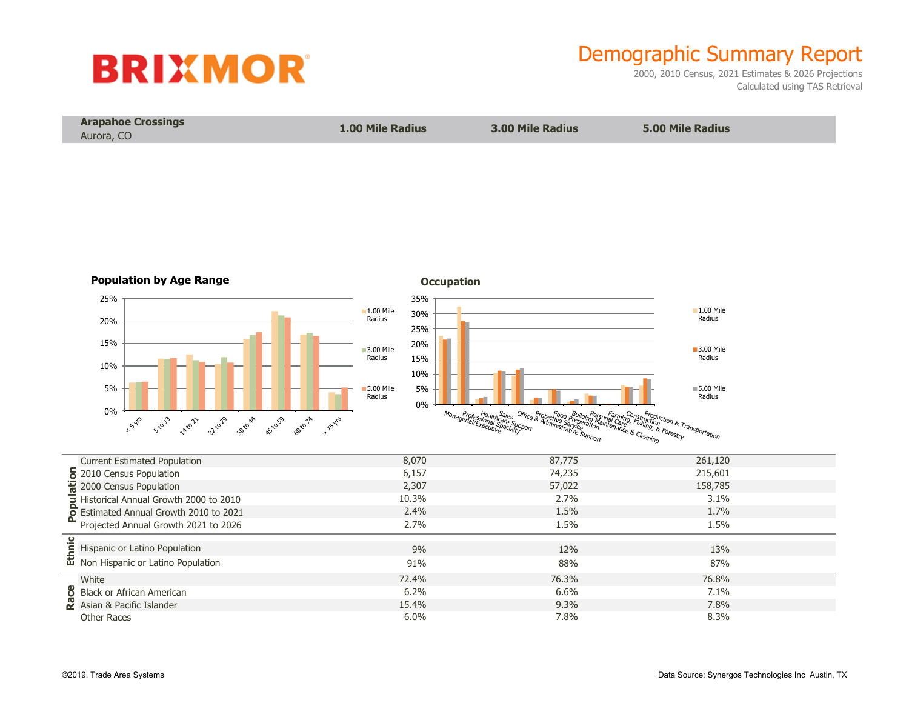**BRIXMOR**

# Demographic Summary Report

2000, 2010 Census, 2021 Estimates & 2026 Projections
Calculated using TAS Retrieval

| Arapahoe Crossings Aurora, CO | 1.00 Mile Radius | 3.00 Mile Radius | 5.00 Mile Radius |
|---|---|---|---|

**Population by Age Range**

25%
20%
15%
10%
5%
0%

< 5 yrs, 5 to 13, 14 to 21, 22 to 29, 30 to 44, 45 to 59, 60 to 74, > 75 yrs

1.00 Mile Radius
3.00 Mile Radius
5.00 Mile Radius

**Occupation**

35%
30%
25%
20%
15%
10%
5%
0%

Managerial/Executive, Professional Specialty, Healthcare Support, Sales, Office & Administrative Support, Protective Service, Food Preperation, Building Maintenance & Cleaning, Personal Care, Farming, Fishing, & Forestry, Construction, Production & Transportation

1.00 Mile Radius
3.00 Mile Radius
5.00 Mile Radius

| | | 1.00 Mile Radius | 3.00 Mile Radius | 5.00 Mile Radius |
|---|---|---|---|---|
| Population | Current Estimated Population | 8,070 | 87,775 | 261,120 |
| | 2010 Census Population | 6,157 | 74,235 | 215,601 |
| | 2000 Census Population | 2,307 | 57,022 | 158,785 |
| | Historical Annual Growth 2000 to 2010 | 10.3% | 2.7% | 3.1% |
| | Estimated Annual Growth 2010 to 2021 | 2.4% | 1.5% | 1.7% |
| | Projected Annual Growth 2021 to 2026 | 2.7% | 1.5% | 1.5% |
| Ethnic | Hispanic or Latino Population | 9% | 12% | 13% |
| | Non Hispanic or Latino Population | 91% | 88% | 87% |
| Race | White | 72.4% | 76.3% | 76.8% |
| | Black or African American | 6.2% | 6.6% | 7.1% |
| | Asian & Pacific Islander | 15.4% | 9.3% | 7.8% |
| | Other Races | 6.0% | 7.8% | 8.3% |

©2019, Trade Area Systems

Data Source: Synergos Technologies Inc Austin, TX